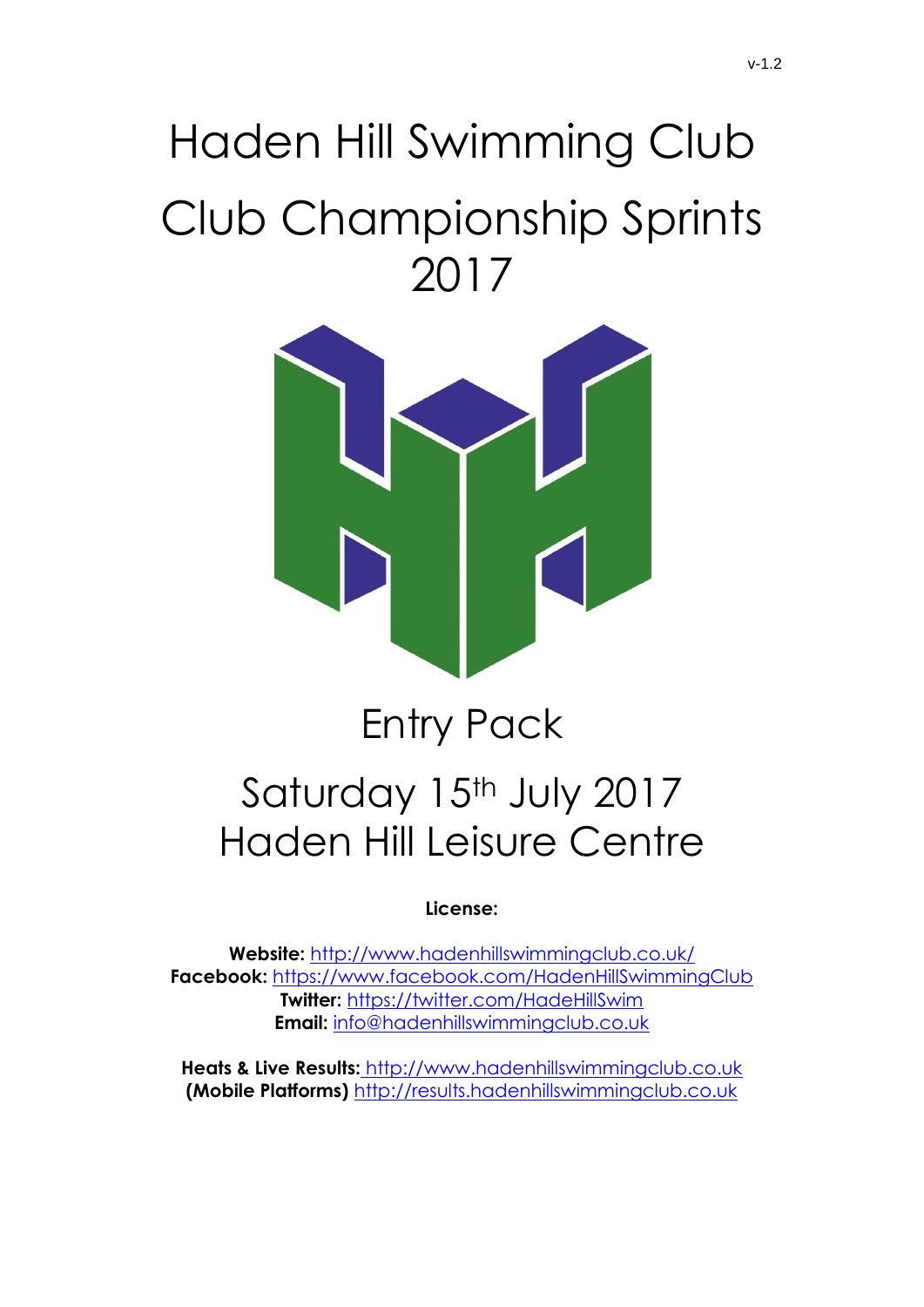v-1.2

# Haden Hill Swimming Club

# Club Championship Sprints 2017

## Entry Pack

## Saturday 15th July 2017
## Haden Hill Leisure Centre

**License:**

**Website:** http://www.hadenhillswimmingclub.co.uk/
**Facebook:** https://www.facebook.com/HadenHillSwimmingClub
**Twitter:** https://twitter.com/HadeHillSwim
**Email:** info@hadenhillswimmingclub.co.uk

**Heats & Live Results:** http://www.hadenhillswimmingclub.co.uk
**(Mobile Platforms)** http://results.hadenhillswimmingclub.co.uk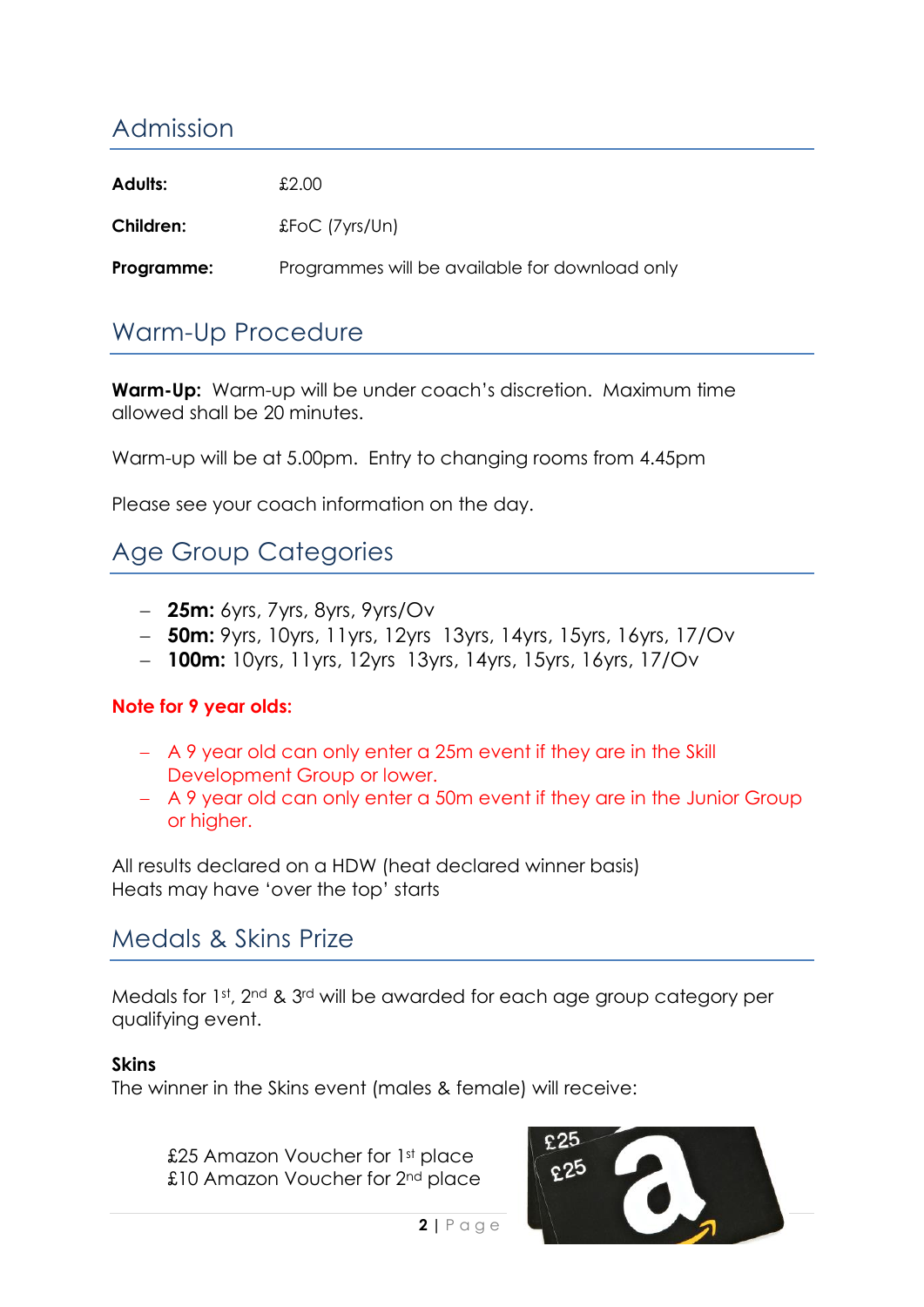## Admission

| | |
|---|---|
| **Adults:** | £2.00 |
| **Children:** | £FoC (7yrs/Un) |
| **Programme:** | Programmes will be available for download only |

## Warm-Up Procedure

**Warm-Up:** Warm-up will be under coach's discretion. Maximum time allowed shall be 20 minutes.

Warm-up will be at 5.00pm. Entry to changing rooms from 4.45pm

Please see your coach information on the day.

## Age Group Categories

- **25m:** 6yrs, 7yrs, 8yrs, 9yrs/Ov
- **50m:** 9yrs, 10yrs, 11yrs, 12yrs 13yrs, 14yrs, 15yrs, 16yrs, 17/Ov
- **100m:** 10yrs, 11yrs, 12yrs 13yrs, 14yrs, 15yrs, 16yrs, 17/Ov

**Note for 9 year olds:**

- A 9 year old can only enter a 25m event if they are in the Skill Development Group or lower.
- A 9 year old can only enter a 50m event if they are in the Junior Group or higher.

All results declared on a HDW (heat declared winner basis)
Heats may have 'over the top' starts

## Medals & Skins Prize

Medals for 1st, 2nd & 3rd will be awarded for each age group category per qualifying event.

**Skins**
The winner in the Skins event (males & female) will receive:

£25 Amazon Voucher for 1st place
£10 Amazon Voucher for 2nd place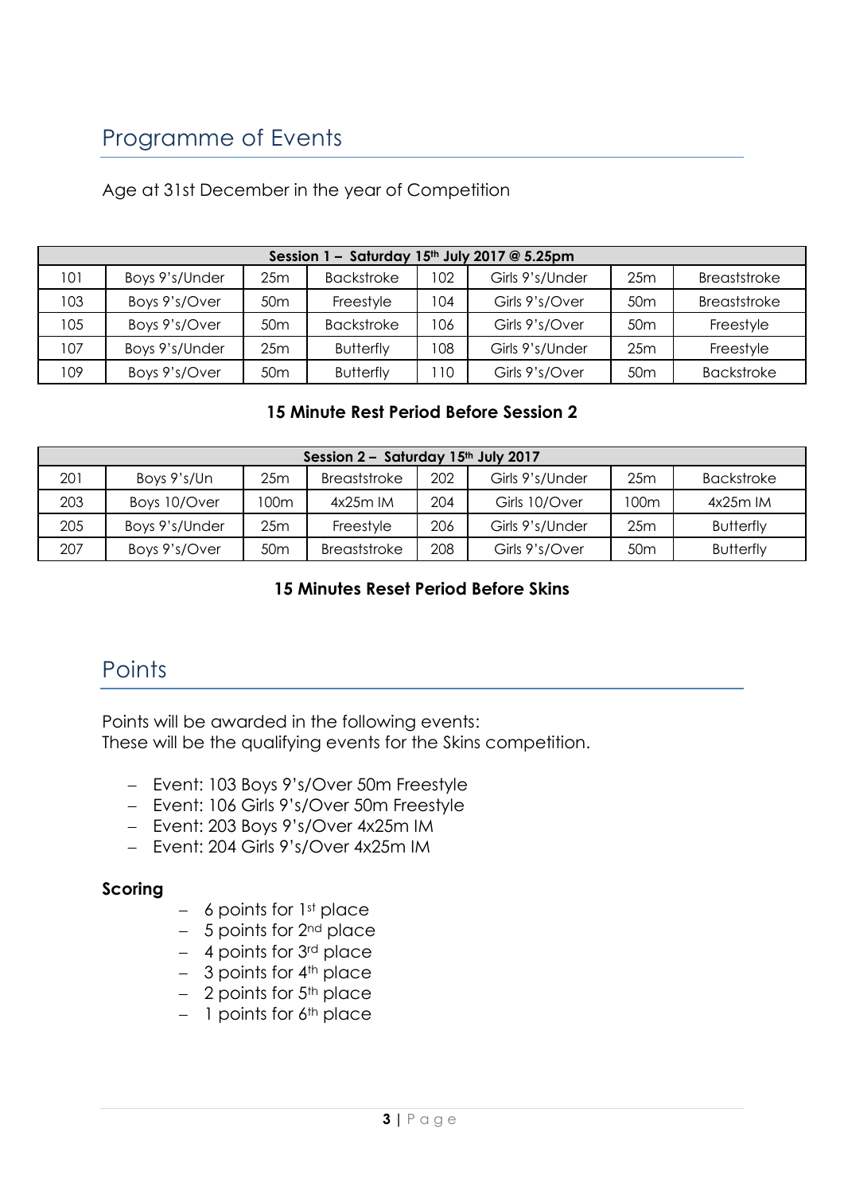## Programme of Events

Age at 31st December in the year of Competition

| Session 1 – Saturday 15th July 2017 @ 5.25pm | | | | | | | |
|---|---|---|---|---|---|---|---|
| 101 | Boys 9's/Under | 25m | Backstroke | 102 | Girls 9's/Under | 25m | Breaststroke |
| 103 | Boys 9's/Over | 50m | Freestyle | 104 | Girls 9's/Over | 50m | Breaststroke |
| 105 | Boys 9's/Over | 50m | Backstroke | 106 | Girls 9's/Over | 50m | Freestyle |
| 107 | Boys 9's/Under | 25m | Butterfly | 108 | Girls 9's/Under | 25m | Freestyle |
| 109 | Boys 9's/Over | 50m | Butterfly | 110 | Girls 9's/Over | 50m | Backstroke |

**15 Minute Rest Period Before Session 2**

| Session 2 – Saturday 15th July 2017 | | | | | | | |
|---|---|---|---|---|---|---|---|
| 201 | Boys 9's/Un | 25m | Breaststroke | 202 | Girls 9's/Under | 25m | Backstroke |
| 203 | Boys 10/Over | 100m | 4x25m IM | 204 | Girls 10/Over | 100m | 4x25m IM |
| 205 | Boys 9's/Under | 25m | Freestyle | 206 | Girls 9's/Under | 25m | Butterfly |
| 207 | Boys 9's/Over | 50m | Breaststroke | 208 | Girls 9's/Over | 50m | Butterfly |

**15 Minutes Reset Period Before Skins**

## Points

Points will be awarded in the following events:
These will be the qualifying events for the Skins competition.

- Event: 103 Boys 9's/Over 50m Freestyle
- Event: 106 Girls 9's/Over 50m Freestyle
- Event: 203 Boys 9's/Over 4x25m IM
- Event: 204 Girls 9's/Over 4x25m IM

**Scoring**

- 6 points for 1st place
- 5 points for 2nd place
- 4 points for 3rd place
- 3 points for 4th place
- 2 points for 5th place
- 1 points for 6th place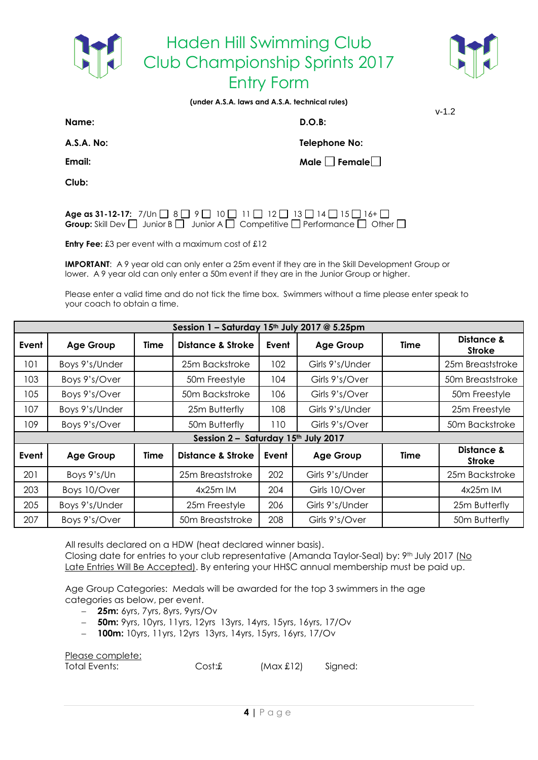# Haden Hill Swimming Club
# Club Championship Sprints 2017
# Entry Form

**(under A.S.A. laws and A.S.A. technical rules)**

v-1.2

**Name:** &nbsp;&nbsp;&nbsp;&nbsp;&nbsp;&nbsp;&nbsp;&nbsp; **D.O.B:**

**A.S.A. No:** &nbsp;&nbsp;&nbsp;&nbsp;&nbsp;&nbsp;&nbsp;&nbsp; **Telephone No:**

**Email:** &nbsp;&nbsp;&nbsp;&nbsp;&nbsp;&nbsp;&nbsp;&nbsp; **Male** ☐ **Female** ☐

**Club:**

**Age as 31-12-17:** 7/Un ☐ 8 ☐ 9 ☐ 10 ☐ 11 ☐ 12 ☐ 13 ☐ 14 ☐ 15 ☐ 16+ ☐
**Group:** Skill Dev ☐ Junior B ☐ Junior A ☐ Competitive ☐ Performance ☐ Other ☐

**Entry Fee:** £3 per event with a maximum cost of £12

**IMPORTANT**: A 9 year old can only enter a 25m event if they are in the Skill Development Group or lower. A 9 year old can only enter a 50m event if they are in the Junior Group or higher.

Please enter a valid time and do not tick the time box. Swimmers without a time please enter speak to your coach to obtain a time.

| Session 1 – Saturday 15th July 2017 @ 5.25pm | | | | | | | |
|---|---|---|---|---|---|---|---|
| **Event** | **Age Group** | **Time** | **Distance & Stroke** | **Event** | **Age Group** | **Time** | **Distance & Stroke** |
| 101 | Boys 9's/Under | | 25m Backstroke | 102 | Girls 9's/Under | | 25m Breaststroke |
| 103 | Boys 9's/Over | | 50m Freestyle | 104 | Girls 9's/Over | | 50m Breaststroke |
| 105 | Boys 9's/Over | | 50m Backstroke | 106 | Girls 9's/Over | | 50m Freestyle |
| 107 | Boys 9's/Under | | 25m Butterfly | 108 | Girls 9's/Under | | 25m Freestyle |
| 109 | Boys 9's/Over | | 50m Butterfly | 110 | Girls 9's/Over | | 50m Backstroke |
| **Session 2 – Saturday 15th July 2017** | | | | | | | |
| **Event** | **Age Group** | **Time** | **Distance & Stroke** | **Event** | **Age Group** | **Time** | **Distance & Stroke** |
| 201 | Boys 9's/Un | | 25m Breaststroke | 202 | Girls 9's/Under | | 25m Backstroke |
| 203 | Boys 10/Over | | 4x25m IM | 204 | Girls 10/Over | | 4x25m IM |
| 205 | Boys 9's/Under | | 25m Freestyle | 206 | Girls 9's/Under | | 25m Butterfly |
| 207 | Boys 9's/Over | | 50m Breaststroke | 208 | Girls 9's/Over | | 50m Butterfly |

All results declared on a HDW (heat declared winner basis).
Closing date for entries to your club representative (Amanda Taylor-Seal) by: 9th July 2017 (No Late Entries Will Be Accepted). By entering your HHSC annual membership must be paid up.

Age Group Categories: Medals will be awarded for the top 3 swimmers in the age categories as below, per event.

- **25m:** 6yrs, 7yrs, 8yrs, 9yrs/Ov
- **50m:** 9yrs, 10yrs, 11yrs, 12yrs 13yrs, 14yrs, 15yrs, 16yrs, 17/Ov
- **100m:** 10yrs, 11yrs, 12yrs 13yrs, 14yrs, 15yrs, 16yrs, 17/Ov

Please complete:
Total Events: &nbsp;&nbsp;&nbsp;&nbsp;&nbsp;&nbsp;&nbsp;&nbsp; Cost:£ &nbsp;&nbsp;&nbsp;&nbsp;&nbsp;&nbsp;&nbsp;&nbsp; (Max £12) &nbsp;&nbsp;&nbsp;&nbsp;&nbsp;&nbsp;&nbsp;&nbsp; Signed: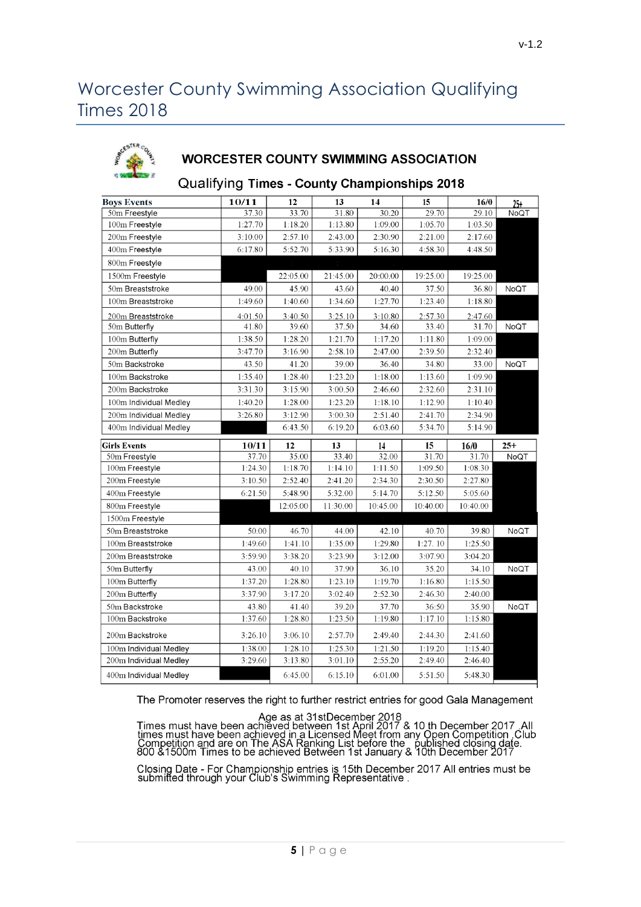v-1.2

# Worcester County Swimming Association Qualifying Times 2018

## WORCESTER COUNTY SWIMMING ASSOCIATION

### Qualifying Times - County Championships 2018

| Boys Events | 10/11 | 12 | 13 | 14 | 15 | 16/0 | 25+ |
|---|---|---|---|---|---|---|---|
| 50m Freestyle | 37.30 | 33.70 | 31.80 | 30.20 | 29.70 | 29.10 | NoQT |
| 100m Freestyle | 1:27.70 | 1:18.20 | 1:13.80 | 1:09.00 | 1:05.70 | 1:03.50 | |
| 200m Freestyle | 3:10.00 | 2:57.10 | 2:43.00 | 2:30.90 | 2:21.00 | 2:17.60 | |
| 400m Freestyle | 6:17.80 | 5:52.70 | 5:33.90 | 5:16.30 | 4:58.30 | 4:48.50 | |
| 800m Freestyle | | | | | | | |
| 1500m Freestyle | | 22:05.00 | 21:45.00 | 20:00.00 | 19:25.00 | 19:25.00 | |
| 50m Breaststroke | 49.00 | 45.90 | 43.60 | 40.40 | 37.50 | 36.80 | NoQT |
| 100m Breaststroke | 1:49.60 | 1:40.60 | 1:34.60 | 1:27.70 | 1:23.40 | 1:18.80 | |
| 200m Breaststroke | 4:01.50 | 3:40.50 | 3:25.10 | 3:10.80 | 2:57.30 | 2:47.60 | |
| 50m Butterfly | 41.80 | 39.60 | 37.50 | 34.60 | 33.40 | 31.70 | NoQT |
| 100m Butterfly | 1:38.50 | 1:28.20 | 1:21.70 | 1:17.20 | 1:11.80 | 1:09.00 | |
| 200m Butterfly | 3:47.70 | 3:16.90 | 2:58.10 | 2:47.00 | 2:39.50 | 2:32.40 | |
| 50m Backstroke | 43.50 | 41.20 | 39.00 | 36.40 | 34.80 | 33.00 | NoQT |
| 100m Backstroke | 1:35.40 | 1:28.40 | 1:23.20 | 1:18.00 | 1:13.60 | 1:09.90 | |
| 200m Backstroke | 3:31.30 | 3:15.90 | 3:00.50 | 2:46.60 | 2:32.60 | 2:31.10 | |
| 100m Individual Medley | 1:40.20 | 1:28.00 | 1:23.20 | 1:18.10 | 1:12.90 | 1:10.40 | |
| 200m Individual Medley | 3:26.80 | 3:12.90 | 3:00.30 | 2:51.40 | 2:41.70 | 2:34.90 | |
| 400m Individual Medley | | 6:43.50 | 6:19.20 | 6:03.60 | 5:34.70 | 5:14.90 | |

| Girls Events | 10/11 | 12 | 13 | 14 | 15 | 16/0 | 25+ |
|---|---|---|---|---|---|---|---|
| 50m Freestyle | 37.70 | 35.00 | 33.40 | 32.00 | 31.70 | 31.70 | NoQT |
| 100m Freestyle | 1:24.30 | 1:18.70 | 1:14.10 | 1:11.50 | 1:09.50 | 1:08.30 | |
| 200m Freestyle | 3:10.50 | 2:52.40 | 2:41.20 | 2:34.30 | 2:30.50 | 2:27.80 | |
| 400m Freestyle | 6:21.50 | 5:48.90 | 5:32.00 | 5:14.70 | 5:12.50 | 5:05.60 | |
| 800m Freestyle | | 12:05.00 | 11:30.00 | 10:45.00 | 10:40.00 | 10:40.00 | |
| 1500m Freestyle | | | | | | | |
| 50m Breaststroke | 50.00 | 46.70 | 44.00 | 42.10 | 40.70 | 39.80 | NoQT |
| 100m Breaststroke | 1:49.60 | 1:41.10 | 1:35.00 | 1:29.80 | 1:27. 10 | 1:25.50 | |
| 200m Breaststroke | 3:59.90 | 3:38.20 | 3:23.90 | 3:12.00 | 3:07.90 | 3:04.20 | |
| 50m Butterfly | 43.00 | 40.10 | 37.90 | 36.10 | 35.20 | 34.10 | NoQT |
| 100m Butterfly | 1:37.20 | 1:28.80 | 1:23.10 | 1:19.70 | 1:16.80 | 1:15.50 | |
| 200m Butterfly | 3:37.90 | 3:17.20 | 3:02.40 | 2:52.30 | 2:46.30 | 2:40.00 | |
| 50m Backstroke | 43.80 | 41.40 | 39.20 | 37.70 | 36:50 | 35.90 | NoQT |
| 100m Backstroke | 1:37.60 | 1:28.80 | 1:23.50 | 1:19.80 | 1:17.10 | 1:15.80 | |
| 200m Backstroke | 3:26.10 | 3:06.10 | 2:57.70 | 2:49.40 | 2:44.30 | 2:41.60 | |
| 100m Individual Medley | 1:38.00 | 1:28.10 | 1:25.30 | 1:21.50 | 1:19.20 | 1:15.40 | |
| 200m Individual Medley | 3:29.60 | 3:13.80 | 3:01.10 | 2:55.20 | 2:49.40 | 2:46.40 | |
| 400m Individual Medley | | 6:45.00 | 6:15.10 | 6:01.00 | 5:51.50 | 5:48.30 | |

The Promoter reserves the right to further restrict entries for good Gala Management

Age as at 31stDecember 2018

Times must have been achieved between 1st April 2017 & 10 th December 2017 .All times must have been achieved in a Licensed Meet from any Open Competition ,Club Competition and are on The ASA Ranking List before the published closing date. 800 &1500m Times to be achieved Between 1st January & 10th December 2017

Closing Date - For Championship entries is 15th December 2017 All entries must be submitted through your Club's Swimming Representative .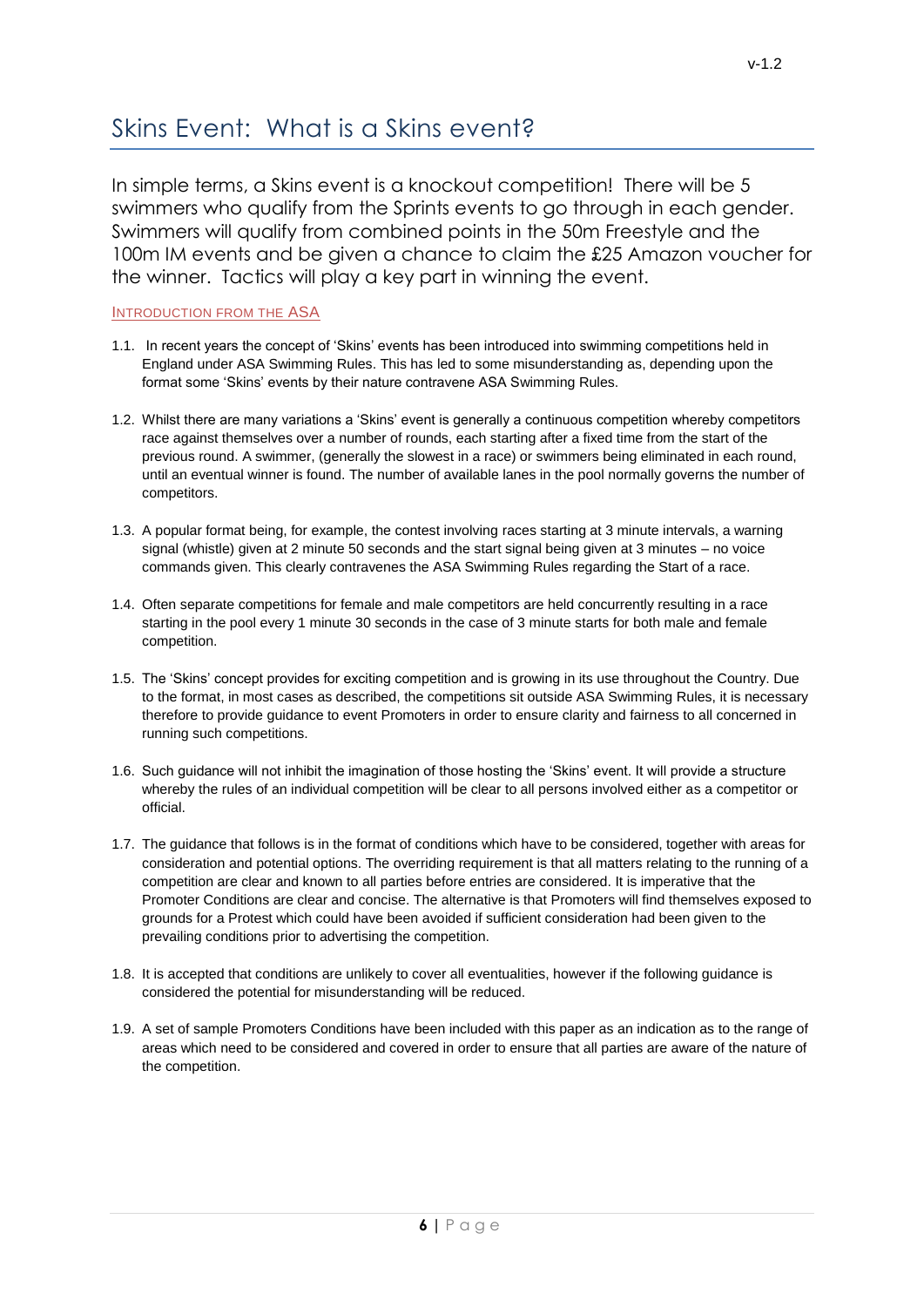# Skins Event: What is a Skins event?

In simple terms, a Skins event is a knockout competition! There will be 5 swimmers who qualify from the Sprints events to go through in each gender. Swimmers will qualify from combined points in the 50m Freestyle and the 100m IM events and be given a chance to claim the £25 Amazon voucher for the winner. Tactics will play a key part in winning the event.

## Introduction from the ASA

1.1. In recent years the concept of 'Skins' events has been introduced into swimming competitions held in England under ASA Swimming Rules. This has led to some misunderstanding as, depending upon the format some 'Skins' events by their nature contravene ASA Swimming Rules.

1.2. Whilst there are many variations a 'Skins' event is generally a continuous competition whereby competitors race against themselves over a number of rounds, each starting after a fixed time from the start of the previous round. A swimmer, (generally the slowest in a race) or swimmers being eliminated in each round, until an eventual winner is found. The number of available lanes in the pool normally governs the number of competitors.

1.3. A popular format being, for example, the contest involving races starting at 3 minute intervals, a warning signal (whistle) given at 2 minute 50 seconds and the start signal being given at 3 minutes – no voice commands given. This clearly contravenes the ASA Swimming Rules regarding the Start of a race.

1.4. Often separate competitions for female and male competitors are held concurrently resulting in a race starting in the pool every 1 minute 30 seconds in the case of 3 minute starts for both male and female competition.

1.5. The 'Skins' concept provides for exciting competition and is growing in its use throughout the Country. Due to the format, in most cases as described, the competitions sit outside ASA Swimming Rules, it is necessary therefore to provide guidance to event Promoters in order to ensure clarity and fairness to all concerned in running such competitions.

1.6. Such guidance will not inhibit the imagination of those hosting the 'Skins' event. It will provide a structure whereby the rules of an individual competition will be clear to all persons involved either as a competitor or official.

1.7. The guidance that follows is in the format of conditions which have to be considered, together with areas for consideration and potential options. The overriding requirement is that all matters relating to the running of a competition are clear and known to all parties before entries are considered. It is imperative that the Promoter Conditions are clear and concise. The alternative is that Promoters will find themselves exposed to grounds for a Protest which could have been avoided if sufficient consideration had been given to the prevailing conditions prior to advertising the competition.

1.8. It is accepted that conditions are unlikely to cover all eventualities, however if the following guidance is considered the potential for misunderstanding will be reduced.

1.9. A set of sample Promoters Conditions have been included with this paper as an indication as to the range of areas which need to be considered and covered in order to ensure that all parties are aware of the nature of the competition.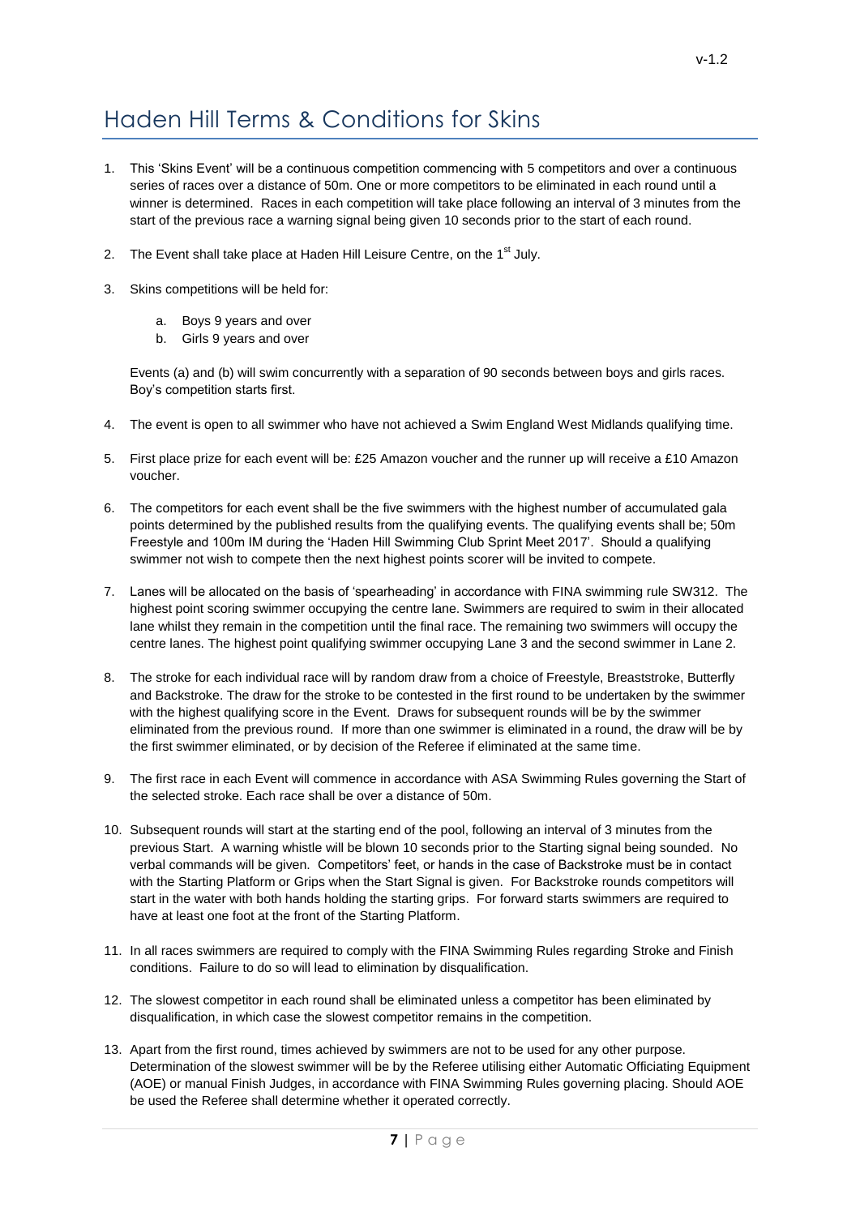# Haden Hill Terms & Conditions for Skins

1. This 'Skins Event' will be a continuous competition commencing with 5 competitors and over a continuous series of races over a distance of 50m. One or more competitors to be eliminated in each round until a winner is determined. Races in each competition will take place following an interval of 3 minutes from the start of the previous race a warning signal being given 10 seconds prior to the start of each round.

2. The Event shall take place at Haden Hill Leisure Centre, on the 1st July.

3. Skins competitions will be held for:

   a. Boys 9 years and over
   b. Girls 9 years and over

   Events (a) and (b) will swim concurrently with a separation of 90 seconds between boys and girls races. Boy's competition starts first.

4. The event is open to all swimmer who have not achieved a Swim England West Midlands qualifying time.

5. First place prize for each event will be: £25 Amazon voucher and the runner up will receive a £10 Amazon voucher.

6. The competitors for each event shall be the five swimmers with the highest number of accumulated gala points determined by the published results from the qualifying events. The qualifying events shall be; 50m Freestyle and 100m IM during the 'Haden Hill Swimming Club Sprint Meet 2017'. Should a qualifying swimmer not wish to compete then the next highest points scorer will be invited to compete.

7. Lanes will be allocated on the basis of 'spearheading' in accordance with FINA swimming rule SW312. The highest point scoring swimmer occupying the centre lane. Swimmers are required to swim in their allocated lane whilst they remain in the competition until the final race. The remaining two swimmers will occupy the centre lanes. The highest point qualifying swimmer occupying Lane 3 and the second swimmer in Lane 2.

8. The stroke for each individual race will by random draw from a choice of Freestyle, Breaststroke, Butterfly and Backstroke. The draw for the stroke to be contested in the first round to be undertaken by the swimmer with the highest qualifying score in the Event. Draws for subsequent rounds will be by the swimmer eliminated from the previous round. If more than one swimmer is eliminated in a round, the draw will be by the first swimmer eliminated, or by decision of the Referee if eliminated at the same time.

9. The first race in each Event will commence in accordance with ASA Swimming Rules governing the Start of the selected stroke. Each race shall be over a distance of 50m.

10. Subsequent rounds will start at the starting end of the pool, following an interval of 3 minutes from the previous Start. A warning whistle will be blown 10 seconds prior to the Starting signal being sounded. No verbal commands will be given. Competitors' feet, or hands in the case of Backstroke must be in contact with the Starting Platform or Grips when the Start Signal is given. For Backstroke rounds competitors will start in the water with both hands holding the starting grips. For forward starts swimmers are required to have at least one foot at the front of the Starting Platform.

11. In all races swimmers are required to comply with the FINA Swimming Rules regarding Stroke and Finish conditions. Failure to do so will lead to elimination by disqualification.

12. The slowest competitor in each round shall be eliminated unless a competitor has been eliminated by disqualification, in which case the slowest competitor remains in the competition.

13. Apart from the first round, times achieved by swimmers are not to be used for any other purpose. Determination of the slowest swimmer will be by the Referee utilising either Automatic Officiating Equipment (AOE) or manual Finish Judges, in accordance with FINA Swimming Rules governing placing. Should AOE be used the Referee shall determine whether it operated correctly.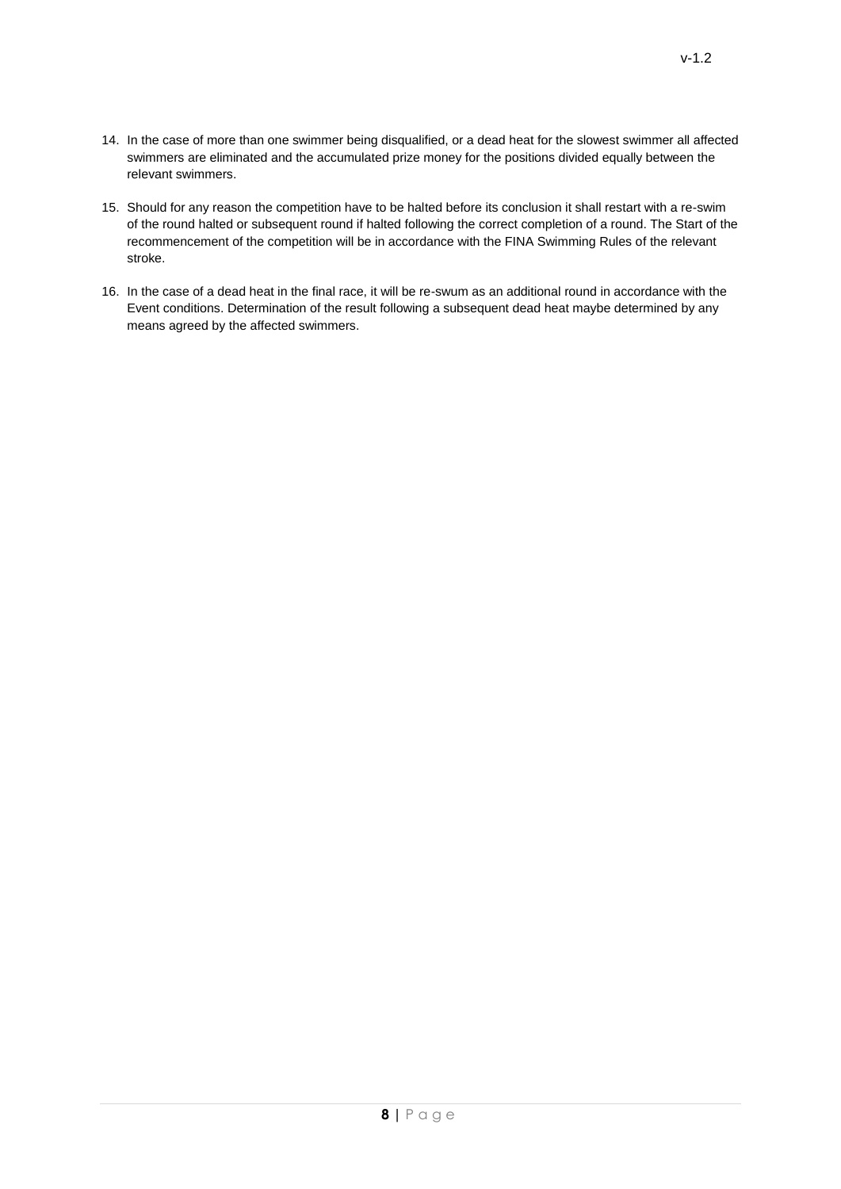14. In the case of more than one swimmer being disqualified, or a dead heat for the slowest swimmer all affected swimmers are eliminated and the accumulated prize money for the positions divided equally between the relevant swimmers.

15. Should for any reason the competition have to be halted before its conclusion it shall restart with a re-swim of the round halted or subsequent round if halted following the correct completion of a round. The Start of the recommencement of the competition will be in accordance with the FINA Swimming Rules of the relevant stroke.

16. In the case of a dead heat in the final race, it will be re-swum as an additional round in accordance with the Event conditions. Determination of the result following a subsequent dead heat maybe determined by any means agreed by the affected swimmers.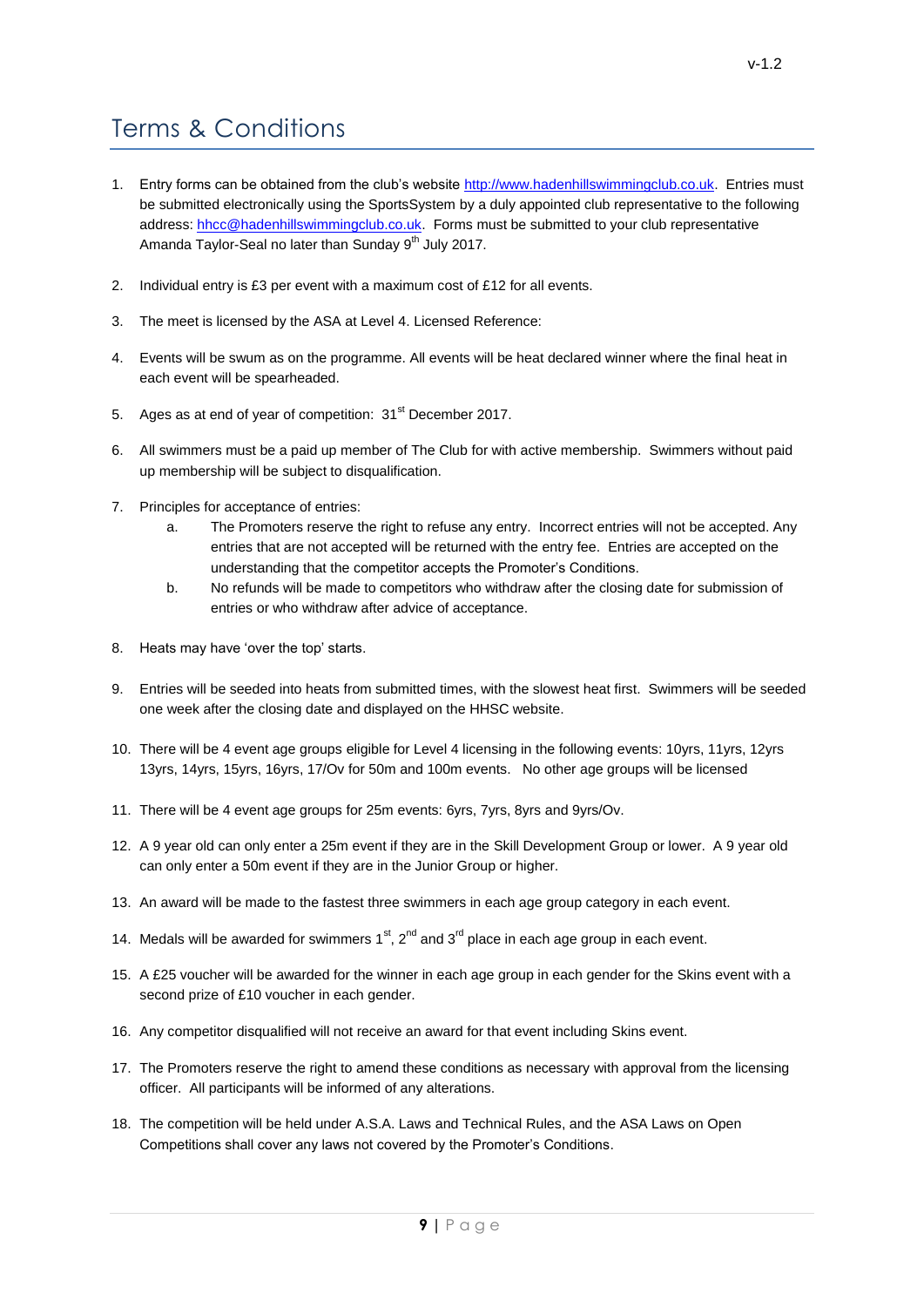# Terms & Conditions

1. Entry forms can be obtained from the club's website http://www.hadenhillswimmingclub.co.uk. Entries must be submitted electronically using the SportsSystem by a duly appointed club representative to the following address: hhcc@hadenhillswimmingclub.co.uk. Forms must be submitted to your club representative Amanda Taylor-Seal no later than Sunday 9th July 2017.

2. Individual entry is £3 per event with a maximum cost of £12 for all events.

3. The meet is licensed by the ASA at Level 4. Licensed Reference:

4. Events will be swum as on the programme. All events will be heat declared winner where the final heat in each event will be spearheaded.

5. Ages as at end of year of competition: 31st December 2017.

6. All swimmers must be a paid up member of The Club for with active membership. Swimmers without paid up membership will be subject to disqualification.

7. Principles for acceptance of entries:
   a. The Promoters reserve the right to refuse any entry. Incorrect entries will not be accepted. Any entries that are not accepted will be returned with the entry fee. Entries are accepted on the understanding that the competitor accepts the Promoter's Conditions.
   b. No refunds will be made to competitors who withdraw after the closing date for submission of entries or who withdraw after advice of acceptance.

8. Heats may have 'over the top' starts.

9. Entries will be seeded into heats from submitted times, with the slowest heat first. Swimmers will be seeded one week after the closing date and displayed on the HHSC website.

10. There will be 4 event age groups eligible for Level 4 licensing in the following events: 10yrs, 11yrs, 12yrs 13yrs, 14yrs, 15yrs, 16yrs, 17/Ov for 50m and 100m events. No other age groups will be licensed

11. There will be 4 event age groups for 25m events: 6yrs, 7yrs, 8yrs and 9yrs/Ov.

12. A 9 year old can only enter a 25m event if they are in the Skill Development Group or lower. A 9 year old can only enter a 50m event if they are in the Junior Group or higher.

13. An award will be made to the fastest three swimmers in each age group category in each event.

14. Medals will be awarded for swimmers 1st, 2nd and 3rd place in each age group in each event.

15. A £25 voucher will be awarded for the winner in each age group in each gender for the Skins event with a second prize of £10 voucher in each gender.

16. Any competitor disqualified will not receive an award for that event including Skins event.

17. The Promoters reserve the right to amend these conditions as necessary with approval from the licensing officer. All participants will be informed of any alterations.

18. The competition will be held under A.S.A. Laws and Technical Rules, and the ASA Laws on Open Competitions shall cover any laws not covered by the Promoter's Conditions.